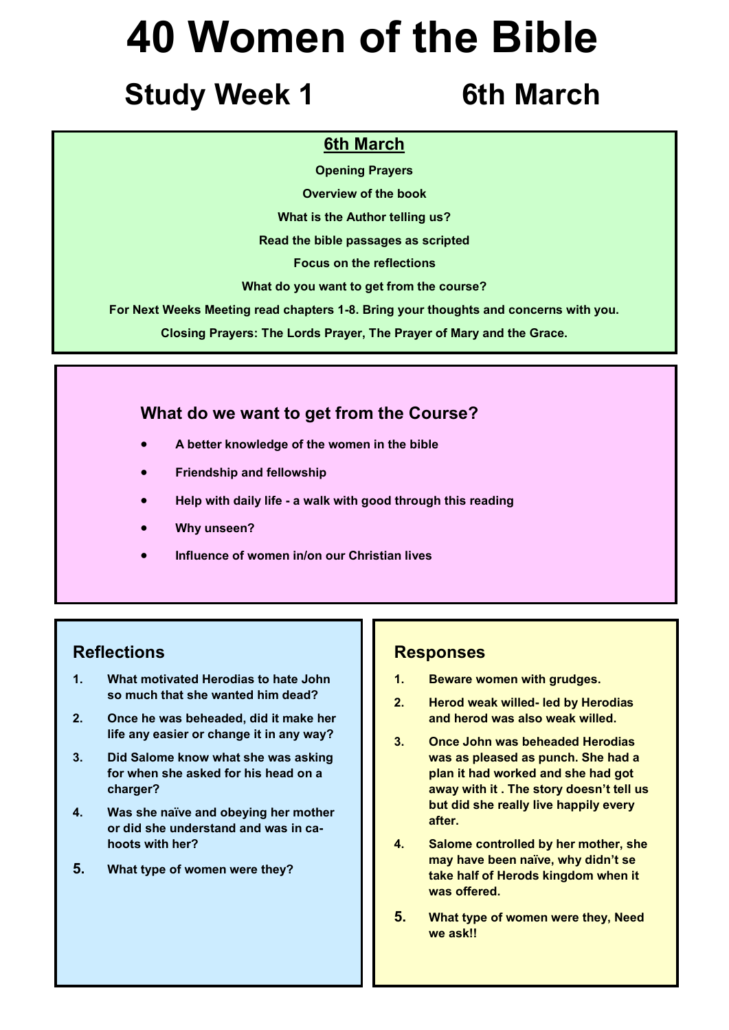# 40 Women of the Bible

## Study Week 1 6th March

**6th March**

**Opening Prayers**

**Overview of the book**

**What is the Author telling us?**

**Read the bible passages as scripted**

**Focus on the reflections**

**What do you want to get from the course?**

**For Next Weeks Meeting read chapters 1-8. Bring your thoughts and concerns with you.**

**Closing Prayers: The Lords Prayer, The Prayer of Mary and the Grace.**

### What do we want to get from the Course?

- **A better knowledge of the women in the bible**
- **Friendship and fellowship**
- **Help with daily life - a walk with good through this reading**
- **Why unseen?**
- **Influence of women in/on our Christian lives**

### Reflections

1. **What motivated Herodias to hate John so much that she wanted him dead?**
2. **Once he was beheaded, did it make her life any easier or change it in any way?**
3. **Did Salome know what she was asking for when she asked for his head on a charger?**
4. **Was she naïve and obeying her mother or did she understand and was in ca-hoots with her?**
5. **What type of women were they?**

### Responses

1. **Beware women with grudges.**
2. **Herod weak willed- led by Herodias and herod was also weak willed.**
3. **Once John was beheaded Herodias was as pleased as punch. She had a plan it had worked and she had got away with it . The story doesn't tell us but did she really live happily every after.**
4. **Salome controlled by her mother, she may have been naïve, why didn't se take half of Herods kingdom when it was offered.**
5. **What type of women were they, Need we ask!!**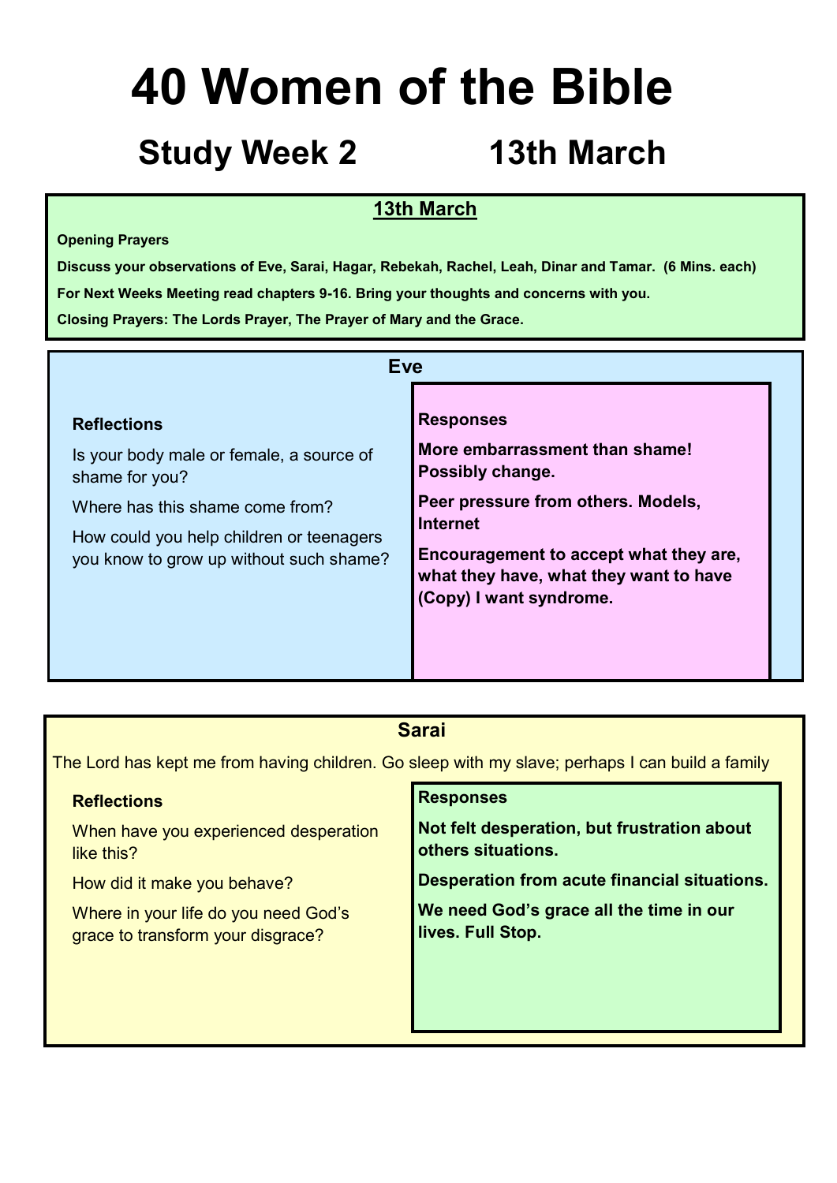# 40 Women of the Bible

## Study Week 2 13th March

### 13th March

**Opening Prayers**

**Discuss your observations of Eve, Sarai, Hagar, Rebekah, Rachel, Leah, Dinar and Tamar. (6 Mins. each)**

**For Next Weeks Meeting read chapters 9-16. Bring your thoughts and concerns with you.**

**Closing Prayers: The Lords Prayer, The Prayer of Mary and the Grace.**

### Eve

**Reflections**

Is your body male or female, a source of shame for you?

Where has this shame come from?

How could you help children or teenagers you know to grow up without such shame?

**Responses**

**More embarrassment than shame! Possibly change.**

**Peer pressure from others. Models, Internet**

**Encouragement to accept what they are, what they have, what they want to have (Copy) I want syndrome.**

### Sarai

The Lord has kept me from having children. Go sleep with my slave; perhaps I can build a family

**Reflections**

When have you experienced desperation like this?

How did it make you behave?

Where in your life do you need God's grace to transform your disgrace?

**Responses**

**Not felt desperation, but frustration about others situations.**

**Desperation from acute financial situations.**

**We need God's grace all the time in our lives. Full Stop.**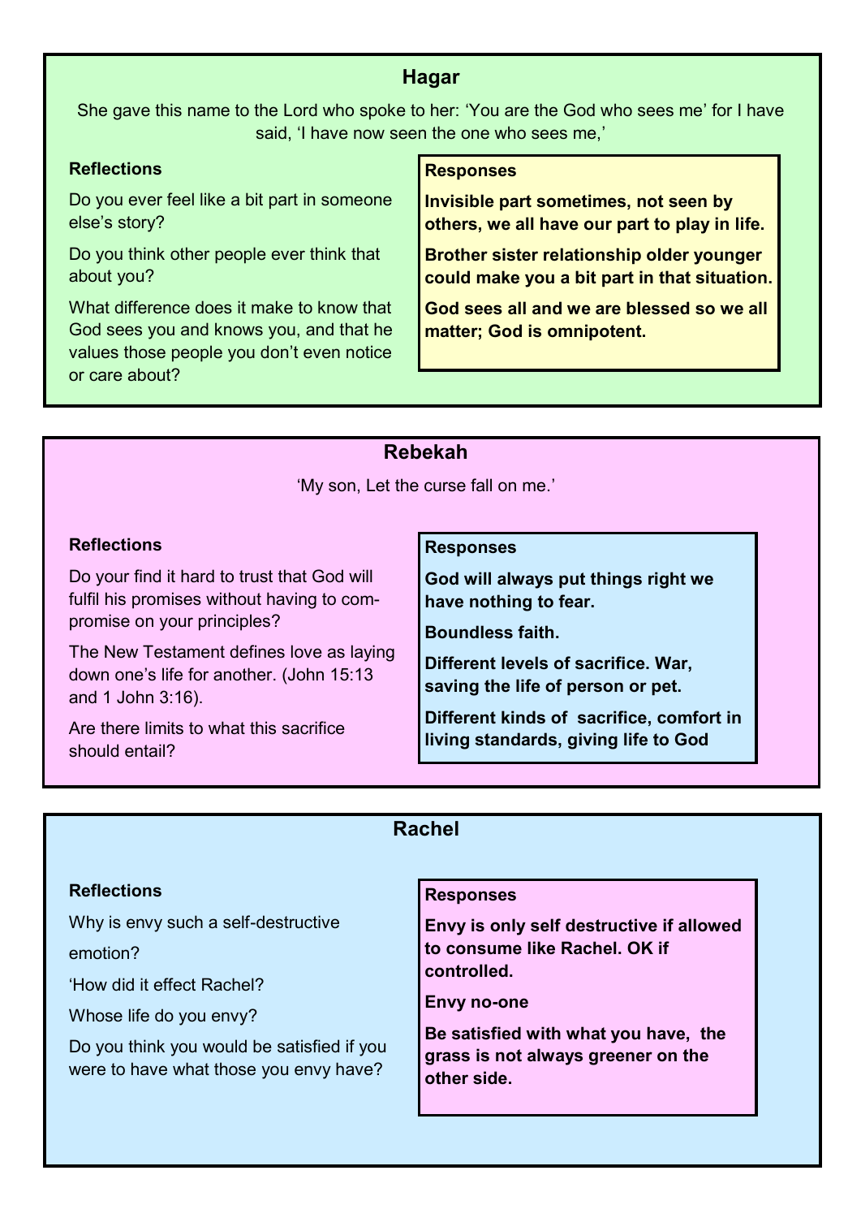## Hagar

She gave this name to the Lord who spoke to her: 'You are the God who sees me' for I have said, 'I have now seen the one who sees me,'

**Reflections**

Do you ever feel like a bit part in someone else's story?

Do you think other people ever think that about you?

What difference does it make to know that God sees you and knows you, and that he values those people you don't even notice or care about?

**Responses**

**Invisible part sometimes, not seen by others, we all have our part to play in life.**

**Brother sister relationship older younger could make you a bit part in that situation.**

**God sees all and we are blessed so we all matter; God is omnipotent.**

## Rebekah

'My son, Let the curse fall on me.'

**Reflections**

Do your find it hard to trust that God will fulfil his promises without having to compromise on your principles?

The New Testament defines love as laying down one's life for another. (John 15:13 and 1 John 3:16).

Are there limits to what this sacrifice should entail?

**Responses**

**God will always put things right we have nothing to fear.**

**Boundless faith.**

**Different levels of sacrifice. War, saving the life of person or pet.**

**Different kinds of sacrifice, comfort in living standards, giving life to God**

## Rachel

**Reflections**

Why is envy such a self-destructive emotion?

'How did it effect Rachel?

Whose life do you envy?

Do you think you would be satisfied if you were to have what those you envy have?

**Responses**

**Envy is only self destructive if allowed to consume like Rachel. OK if controlled.**

**Envy no-one**

**Be satisfied with what you have, the grass is not always greener on the other side.**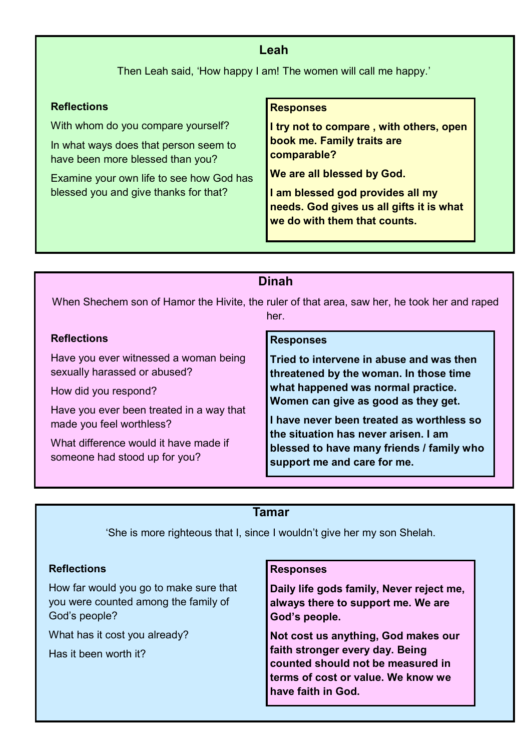## Leah

Then Leah said, ‘How happy I am! The women will call me happy.’

### Reflections

With whom do you compare yourself?

In what ways does that person seem to have been more blessed than you?

Examine your own life to see how God has blessed you and give thanks for that?

### Responses

**I try not to compare , with others, open book me. Family traits are comparable?**

**We are all blessed by God.**

**I am blessed god provides all my needs. God gives us all gifts it is what we do with them that counts.**

## Dinah

When Shechem son of Hamor the Hivite, the ruler of that area, saw her, he took her and raped her.

### Reflections

Have you ever witnessed a woman being sexually harassed or abused?

How did you respond?

Have you ever been treated in a way that made you feel worthless?

What difference would it have made if someone had stood up for you?

### Responses

**Tried to intervene in abuse and was then threatened by the woman. In those time what happened was normal practice. Women can give as good as they get.**

**I have never been treated as worthless so the situation has never arisen. I am blessed to have many friends / family who support me and care for me.**

## Tamar

‘She is more righteous that I, since I wouldn’t give her my son Shelah.

### Reflections

How far would you go to make sure that you were counted among the family of God’s people?

What has it cost you already?

Has it been worth it?

### Responses

**Daily life gods family, Never reject me, always there to support me. We are God’s people.**

**Not cost us anything, God makes our faith stronger every day. Being counted should not be measured in terms of cost or value. We know we have faith in God.**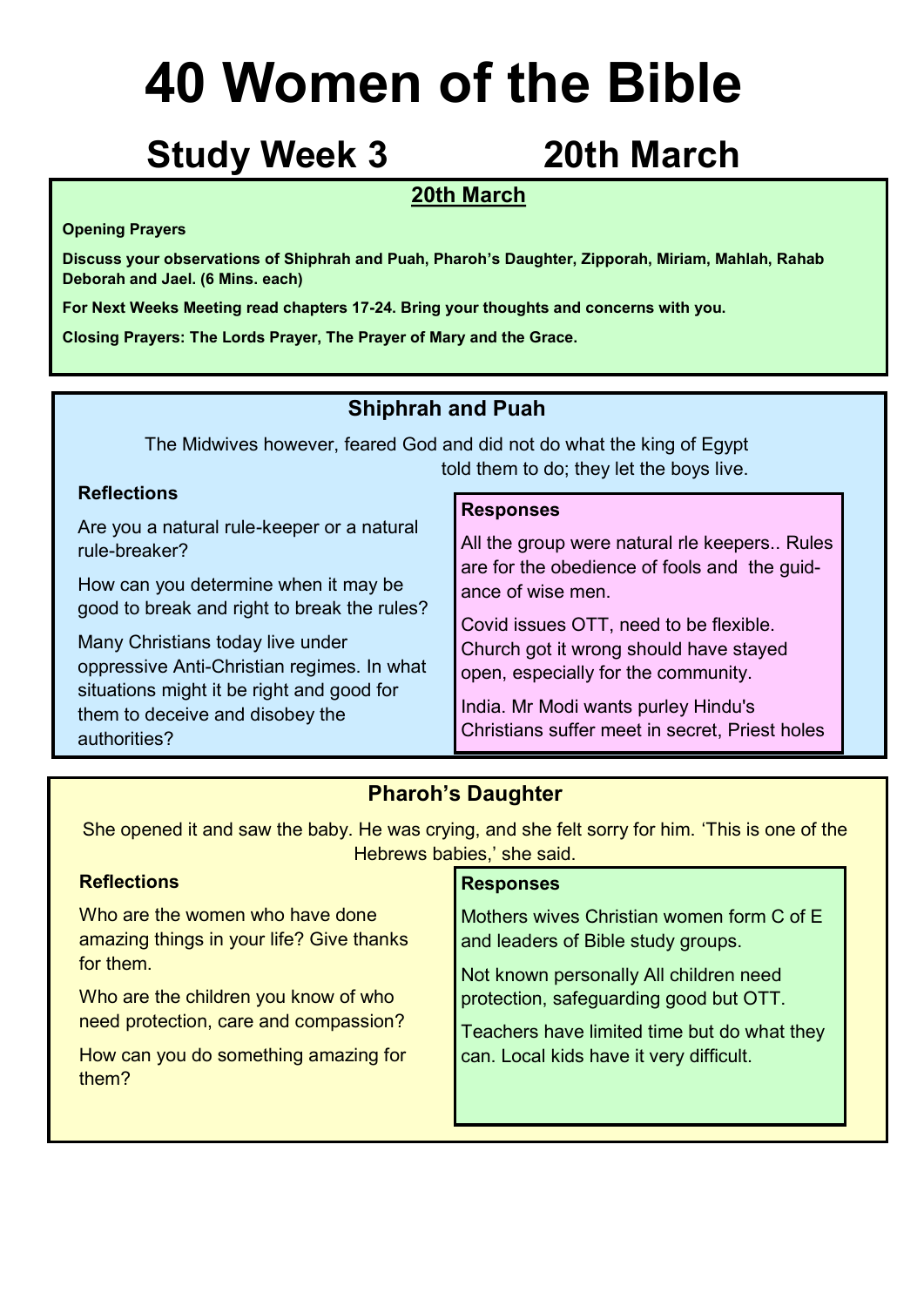# 40 Women of the Bible

## Study Week 3 20th March

### 20th March

**Opening Prayers**

**Discuss your observations of Shiphrah and Puah, Pharoh's Daughter, Zipporah, Miriam, Mahlah, Rahab Deborah and Jael. (6 Mins. each)**

**For Next Weeks Meeting read chapters 17-24. Bring your thoughts and concerns with you.**

**Closing Prayers: The Lords Prayer, The Prayer of Mary and the Grace.**

### Shiphrah and Puah

The Midwives however, feared God and did not do what the king of Egypt told them to do; they let the boys live.

**Reflections**

Are you a natural rule-keeper or a natural rule-breaker?

How can you determine when it may be good to break and right to break the rules?

Many Christians today live under oppressive Anti-Christian regimes. In what situations might it be right and good for them to deceive and disobey the authorities?

**Responses**

All the group were natural rle keepers.. Rules are for the obedience of fools and the guidance of wise men.

Covid issues OTT, need to be flexible. Church got it wrong should have stayed open, especially for the community.

India. Mr Modi wants purley Hindu's Christians suffer meet in secret, Priest holes

### Pharoh's Daughter

She opened it and saw the baby. He was crying, and she felt sorry for him. 'This is one of the Hebrews babies,' she said.

**Reflections**

Who are the women who have done amazing things in your life? Give thanks for them.

Who are the children you know of who need protection, care and compassion?

How can you do something amazing for them?

**Responses**

Mothers wives Christian women form C of E and leaders of Bible study groups.

Not known personally All children need protection, safeguarding good but OTT.

Teachers have limited time but do what they can. Local kids have it very difficult.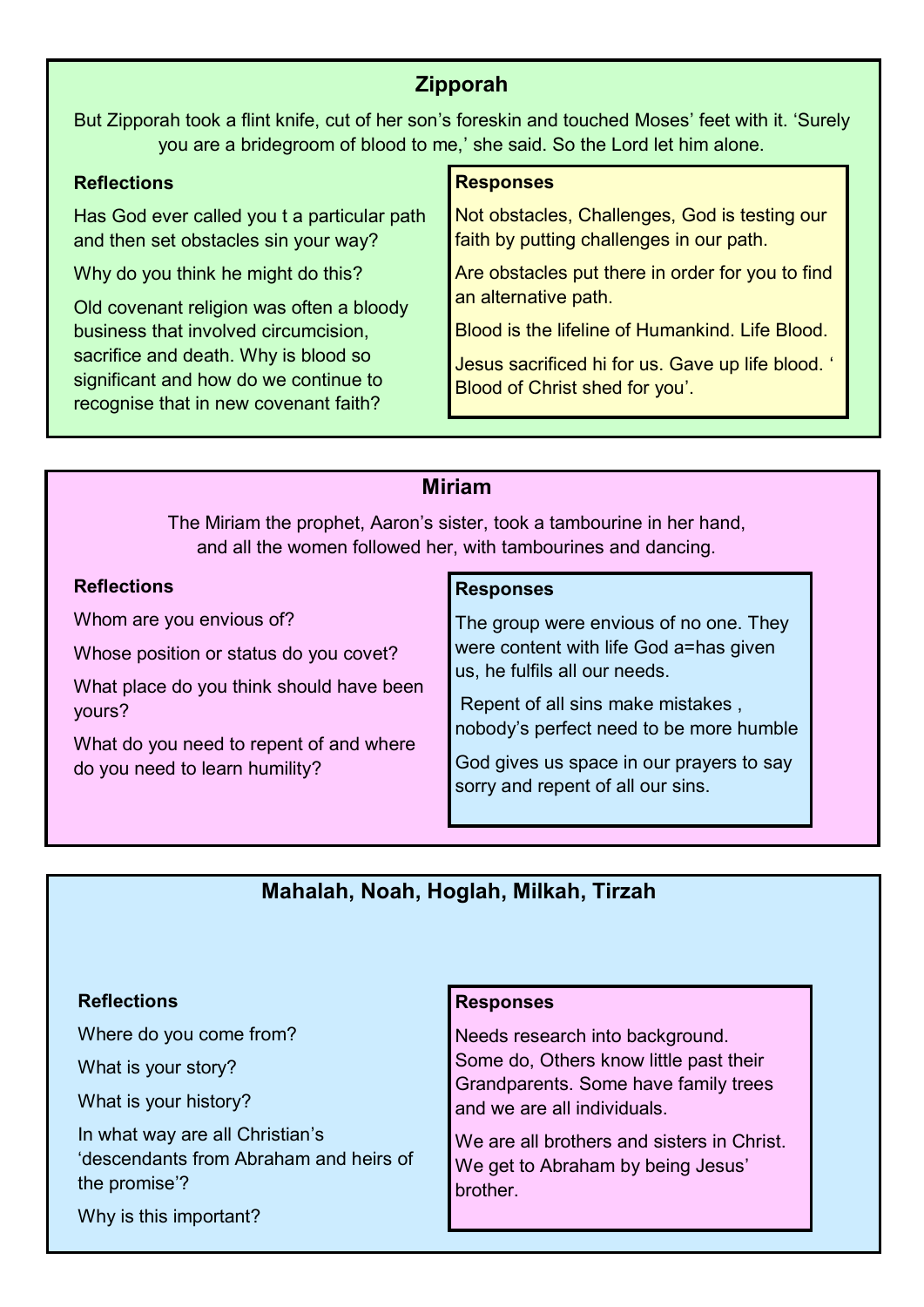## Zipporah

But Zipporah took a flint knife, cut of her son's foreskin and touched Moses' feet with it. 'Surely you are a bridegroom of blood to me,' she said. So the Lord let him alone.

### Reflections

Has God ever called you t a particular path and then set obstacles sin your way?

Why do you think he might do this?

Old covenant religion was often a bloody business that involved circumcision, sacrifice and death. Why is blood so significant and how do we continue to recognise that in new covenant faith?

### Responses

Not obstacles, Challenges, God is testing our faith by putting challenges in our path.

Are obstacles put there in order for you to find an alternative path.

Blood is the lifeline of Humankind. Life Blood.

Jesus sacrificed hi for us. Gave up life blood. ' Blood of Christ shed for you'.

## Miriam

The Miriam the prophet, Aaron's sister, took a tambourine in her hand, and all the women followed her, with tambourines and dancing.

### Reflections

Whom are you envious of?

Whose position or status do you covet?

What place do you think should have been yours?

What do you need to repent of and where do you need to learn humility?

### Responses

The group were envious of no one. They were content with life God a=has given us, he fulfils all our needs.

Repent of all sins make mistakes , nobody's perfect need to be more humble

God gives us space in our prayers to say sorry and repent of all our sins.

## Mahalah, Noah, Hoglah, Milkah, Tirzah

### Reflections

Where do you come from?

What is your story?

What is your history?

In what way are all Christian's 'descendants from Abraham and heirs of the promise'?

Why is this important?

### Responses

Needs research into background. Some do, Others know little past their Grandparents. Some have family trees and we are all individuals.

We are all brothers and sisters in Christ. We get to Abraham by being Jesus' brother.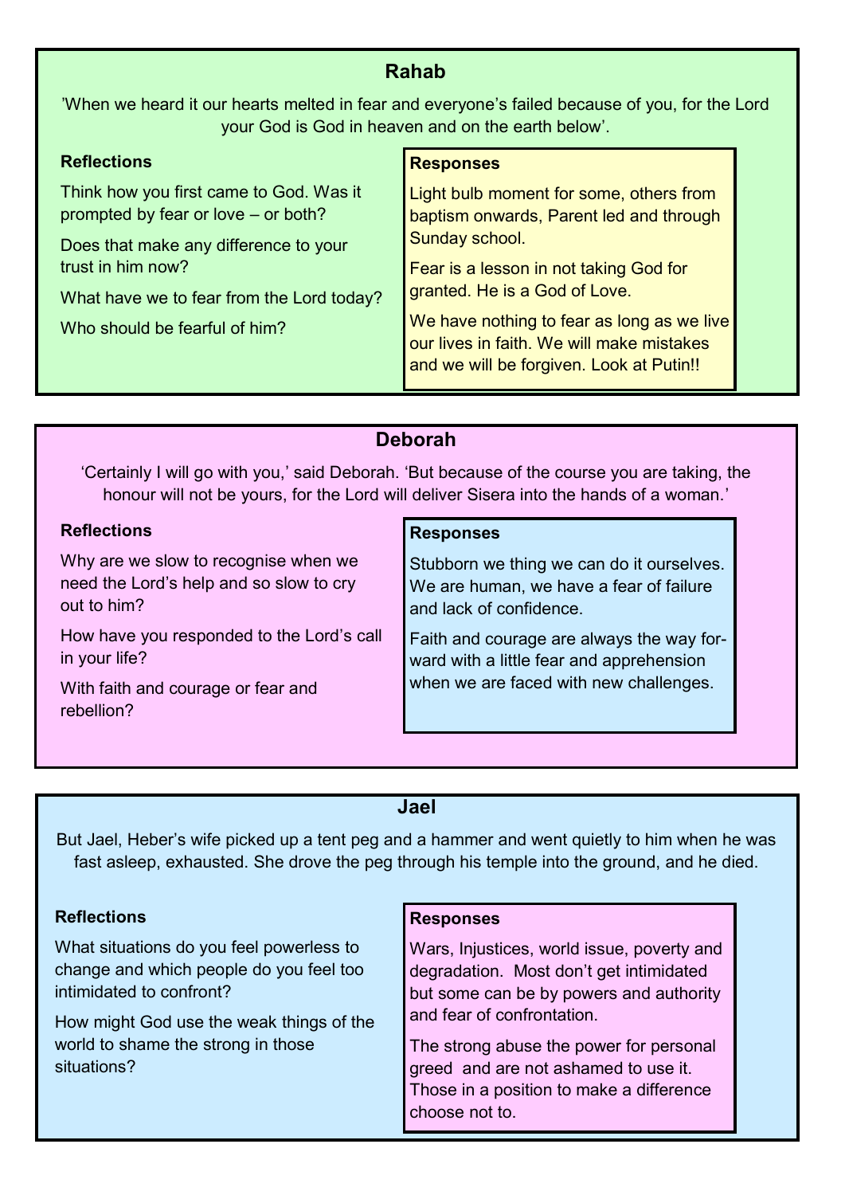## Rahab

'When we heard it our hearts melted in fear and everyone's failed because of you, for the Lord your God is God in heaven and on the earth below'.

**Reflections**

Think how you first came to God. Was it prompted by fear or love – or both?

Does that make any difference to your trust in him now?

What have we to fear from the Lord today?

Who should be fearful of him?

**Responses**

Light bulb moment for some, others from baptism onwards, Parent led and through Sunday school.

Fear is a lesson in not taking God for granted. He is a God of Love.

We have nothing to fear as long as we live our lives in faith. We will make mistakes and we will be forgiven. Look at Putin!!

## Deborah

'Certainly I will go with you,' said Deborah. 'But because of the course you are taking, the honour will not be yours, for the Lord will deliver Sisera into the hands of a woman.'

**Reflections**

Why are we slow to recognise when we need the Lord's help and so slow to cry out to him?

How have you responded to the Lord's call in your life?

With faith and courage or fear and rebellion?

**Responses**

Stubborn we thing we can do it ourselves. We are human, we have a fear of failure and lack of confidence.

Faith and courage are always the way forward with a little fear and apprehension when we are faced with new challenges.

## Jael

But Jael, Heber's wife picked up a tent peg and a hammer and went quietly to him when he was fast asleep, exhausted. She drove the peg through his temple into the ground, and he died.

**Reflections**

What situations do you feel powerless to change and which people do you feel too intimidated to confront?

How might God use the weak things of the world to shame the strong in those situations?

**Responses**

Wars, Injustices, world issue, poverty and degradation. Most don't get intimidated but some can be by powers and authority and fear of confrontation.

The strong abuse the power for personal greed and are not ashamed to use it. Those in a position to make a difference choose not to.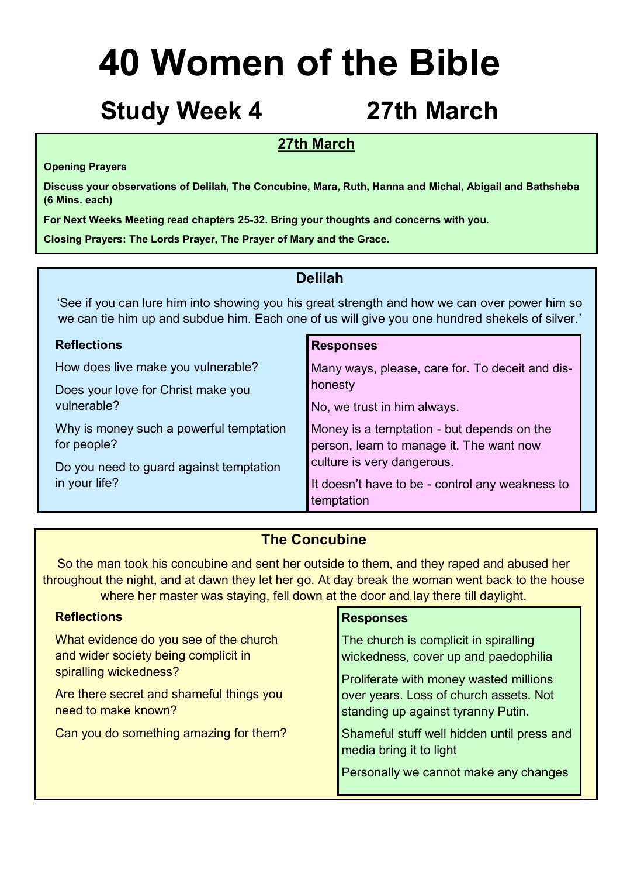# 40 Women of the Bible

## Study Week 4 27th March

### 27th March

**Opening Prayers**

**Discuss your observations of Delilah, The Concubine, Mara, Ruth, Hanna and Michal, Abigail and Bathsheba (6 Mins. each)**

**For Next Weeks Meeting read chapters 25-32. Bring your thoughts and concerns with you.**

**Closing Prayers: The Lords Prayer, The Prayer of Mary and the Grace.**

### Delilah

'See if you can lure him into showing you his great strength and how we can over power him so we can tie him up and subdue him. Each one of us will give you one hundred shekels of silver.'

| Reflections | Responses |
|---|---|
| How does live make you vulnerable? | Many ways, please, care for. To deceit and dishonesty |
| Does your love for Christ make you vulnerable? | No, we trust in him always. |
| Why is money such a powerful temptation for people? | Money is a temptation - but depends on the person, learn to manage it. The want now culture is very dangerous. |
| Do you need to guard against temptation in your life? | It doesn't have to be - control any weakness to temptation |

### The Concubine

So the man took his concubine and sent her outside to them, and they raped and abused her throughout the night, and at dawn they let her go. At day break the woman went back to the house where her master was staying, fell down at the door and lay there till daylight.

| Reflections | Responses |
|---|---|
| What evidence do you see of the church and wider society being complicit in spiralling wickedness? | The church is complicit in spiralling wickedness, cover up and paedophilia |
| Are there secret and shameful things you need to make known? | Proliferate with money wasted millions over years. Loss of church assets. Not standing up against tyranny Putin. |
| Can you do something amazing for them? | Shameful stuff well hidden until press and media bring it to light |
| | Personally we cannot make any changes |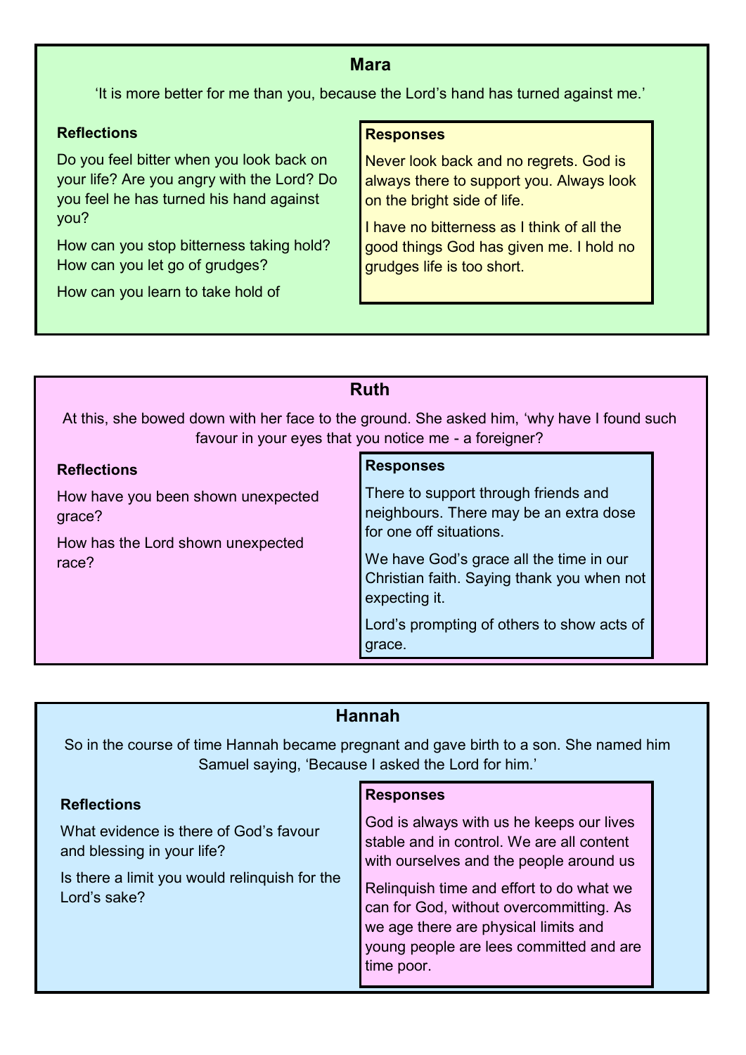## Mara

'It is more better for me than you, because the Lord's hand has turned against me.'

**Reflections**

Do you feel bitter when you look back on your life? Are you angry with the Lord? Do you feel he has turned his hand against you?

How can you stop bitterness taking hold? How can you let go of grudges?

How can you learn to take hold of

**Responses**

Never look back and no regrets. God is always there to support you. Always look on the bright side of life.

I have no bitterness as I think of all the good things God has given me. I hold no grudges life is too short.

## Ruth

At this, she bowed down with her face to the ground. She asked him, 'why have I found such favour in your eyes that you notice me - a foreigner?

**Reflections**

How have you been shown unexpected grace?

How has the Lord shown unexpected race?

**Responses**

There to support through friends and neighbours. There may be an extra dose for one off situations.

We have God's grace all the time in our Christian faith. Saying thank you when not expecting it.

Lord's prompting of others to show acts of grace.

## Hannah

So in the course of time Hannah became pregnant and gave birth to a son. She named him Samuel saying, 'Because I asked the Lord for him.'

**Reflections**

What evidence is there of God's favour and blessing in your life?

Is there a limit you would relinquish for the Lord's sake?

**Responses**

God is always with us he keeps our lives stable and in control. We are all content with ourselves and the people around us

Relinquish time and effort to do what we can for God, without overcommitting. As we age there are physical limits and young people are lees committed and are time poor.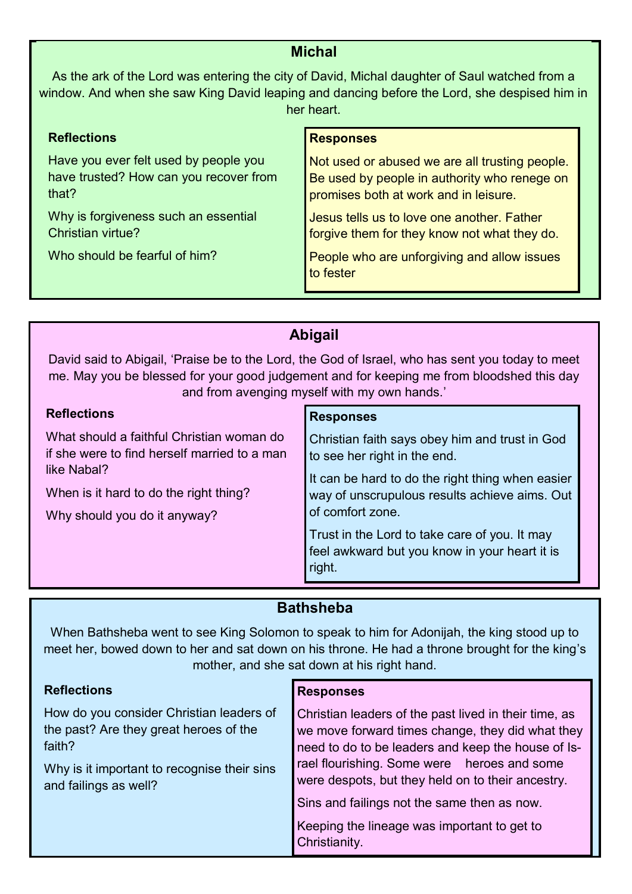## Michal

As the ark of the Lord was entering the city of David, Michal daughter of Saul watched from a window. And when she saw King David leaping and dancing before the Lord, she despised him in her heart.

**Reflections**

Have you ever felt used by people you have trusted? How can you recover from that?

Why is forgiveness such an essential Christian virtue?

Who should be fearful of him?

**Responses**

Not used or abused we are all trusting people. Be used by people in authority who renege on promises both at work and in leisure.

Jesus tells us to love one another. Father forgive them for they know not what they do.

People who are unforgiving and allow issues to fester

## Abigail

David said to Abigail, 'Praise be to the Lord, the God of Israel, who has sent you today to meet me. May you be blessed for your good judgement and for keeping me from bloodshed this day and from avenging myself with my own hands.'

**Reflections**

What should a faithful Christian woman do if she were to find herself married to a man like Nabal?

When is it hard to do the right thing?

Why should you do it anyway?

**Responses**

Christian faith says obey him and trust in God to see her right in the end.

It can be hard to do the right thing when easier way of unscrupulous results achieve aims. Out of comfort zone.

Trust in the Lord to take care of you. It may feel awkward but you know in your heart it is right.

## Bathsheba

When Bathsheba went to see King Solomon to speak to him for Adonijah, the king stood up to meet her, bowed down to her and sat down on his throne. He had a throne brought for the king's mother, and she sat down at his right hand.

**Reflections**

How do you consider Christian leaders of the past? Are they great heroes of the faith?

Why is it important to recognise their sins and failings as well?

**Responses**

Christian leaders of the past lived in their time, as we move forward times change, they did what they need to do to be leaders and keep the house of Israel flourishing. Some were heroes and some were despots, but they held on to their ancestry.

Sins and failings not the same then as now.

Keeping the lineage was important to get to Christianity.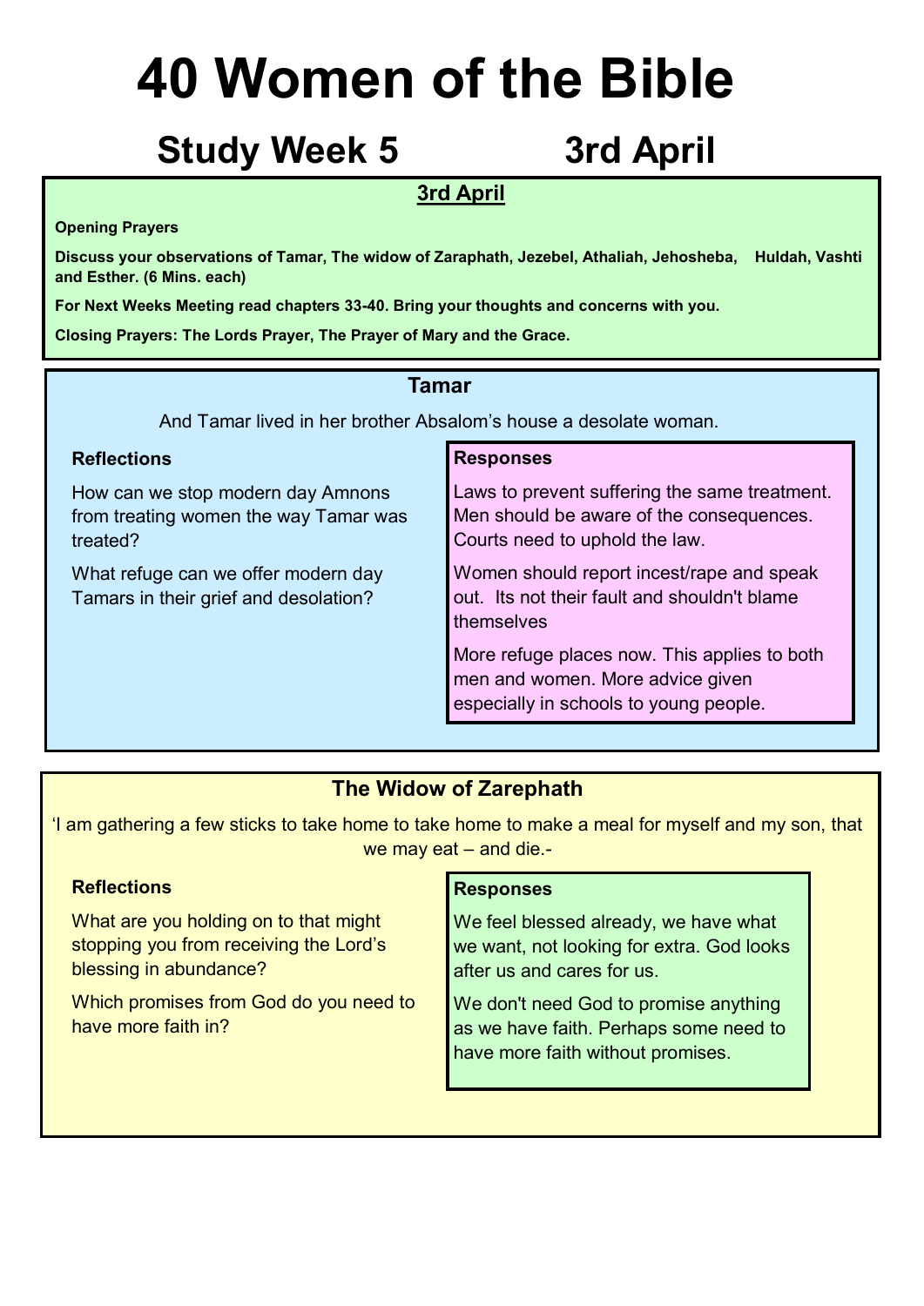# 40 Women of the Bible

## Study Week 5 3rd April

### 3rd April

**Opening Prayers**

**Discuss your observations of Tamar, The widow of Zaraphath, Jezebel, Athaliah, Jehosheba, Huldah, Vashti and Esther. (6 Mins. each)**

**For Next Weeks Meeting read chapters 33-40. Bring your thoughts and concerns with you.**

**Closing Prayers: The Lords Prayer, The Prayer of Mary and the Grace.**

### Tamar

And Tamar lived in her brother Absalom's house a desolate woman.

**Reflections**

How can we stop modern day Amnons from treating women the way Tamar was treated?

What refuge can we offer modern day Tamars in their grief and desolation?

**Responses**

Laws to prevent suffering the same treatment. Men should be aware of the consequences. Courts need to uphold the law.

Women should report incest/rape and speak out. Its not their fault and shouldn't blame themselves

More refuge places now. This applies to both men and women. More advice given especially in schools to young people.

### The Widow of Zarephath

'I am gathering a few sticks to take home to take home to make a meal for myself and my son, that we may eat – and die.-

**Reflections**

What are you holding on to that might stopping you from receiving the Lord's blessing in abundance?

Which promises from God do you need to have more faith in?

**Responses**

We feel blessed already, we have what we want, not looking for extra. God looks after us and cares for us.

We don't need God to promise anything as we have faith. Perhaps some need to have more faith without promises.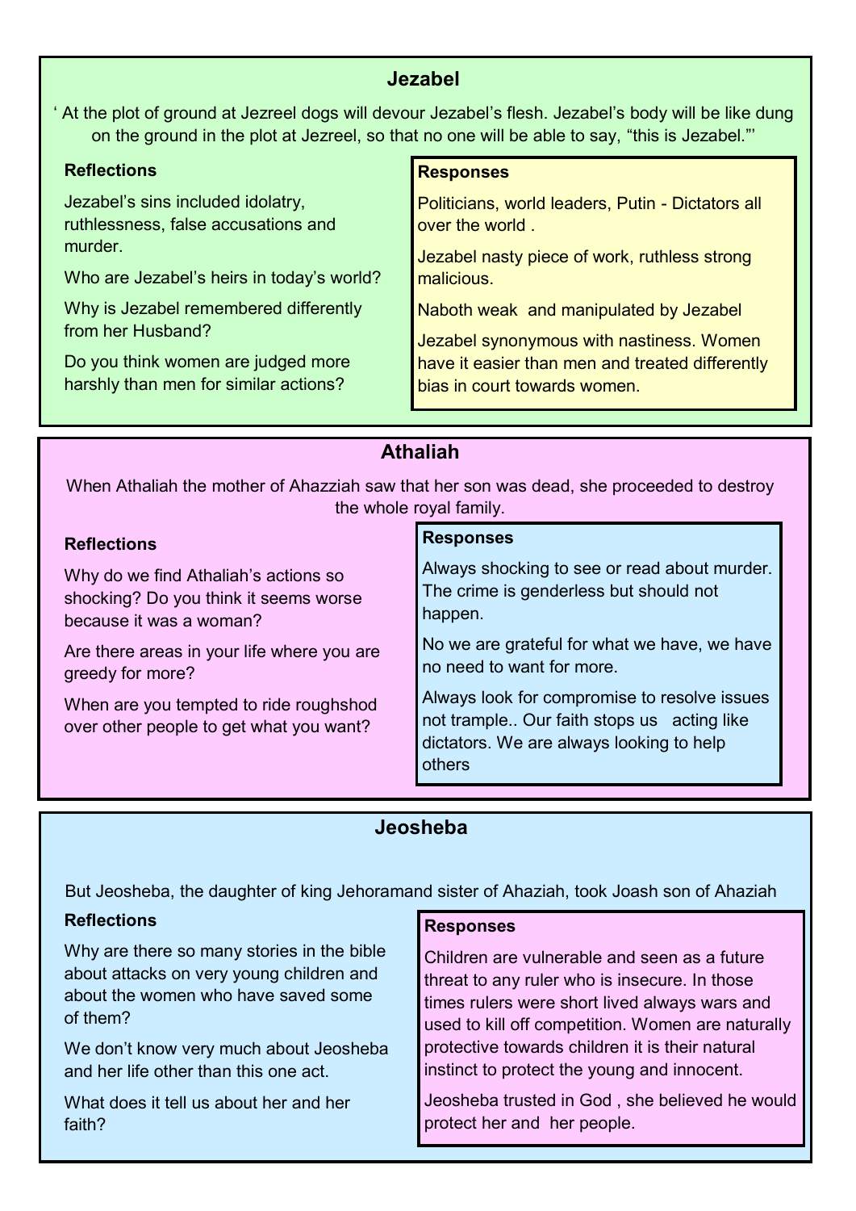## Jezabel

' At the plot of ground at Jezreel dogs will devour Jezabel's flesh. Jezabel's body will be like dung on the ground in the plot at Jezreel, so that no one will be able to say, "this is Jezabel."'

### Reflections

Jezabel's sins included idolatry, ruthlessness, false accusations and murder.

Who are Jezabel's heirs in today's world?

Why is Jezabel remembered differently from her Husband?

Do you think women are judged more harshly than men for similar actions?

### Responses

Politicians, world leaders, Putin - Dictators all over the world .

Jezabel nasty piece of work, ruthless strong malicious.

Naboth weak and manipulated by Jezabel

Jezabel synonymous with nastiness. Women have it easier than men and treated differently bias in court towards women.

## Athaliah

When Athaliah the mother of Ahazziah saw that her son was dead, she proceeded to destroy the whole royal family.

### Reflections

Why do we find Athaliah's actions so shocking? Do you think it seems worse because it was a woman?

Are there areas in your life where you are greedy for more?

When are you tempted to ride roughshod over other people to get what you want?

### Responses

Always shocking to see or read about murder. The crime is genderless but should not happen.

No we are grateful for what we have, we have no need to want for more.

Always look for compromise to resolve issues not trample.. Our faith stops us acting like dictators. We are always looking to help others

## Jeosheba

But Jeosheba, the daughter of king Jehoramand sister of Ahaziah, took Joash son of Ahaziah

### Reflections

Why are there so many stories in the bible about attacks on very young children and about the women who have saved some of them?

We don't know very much about Jeosheba and her life other than this one act.

What does it tell us about her and her faith?

### Responses

Children are vulnerable and seen as a future threat to any ruler who is insecure. In those times rulers were short lived always wars and used to kill off competition. Women are naturally protective towards children it is their natural instinct to protect the young and innocent.

Jeosheba trusted in God , she believed he would protect her and her people.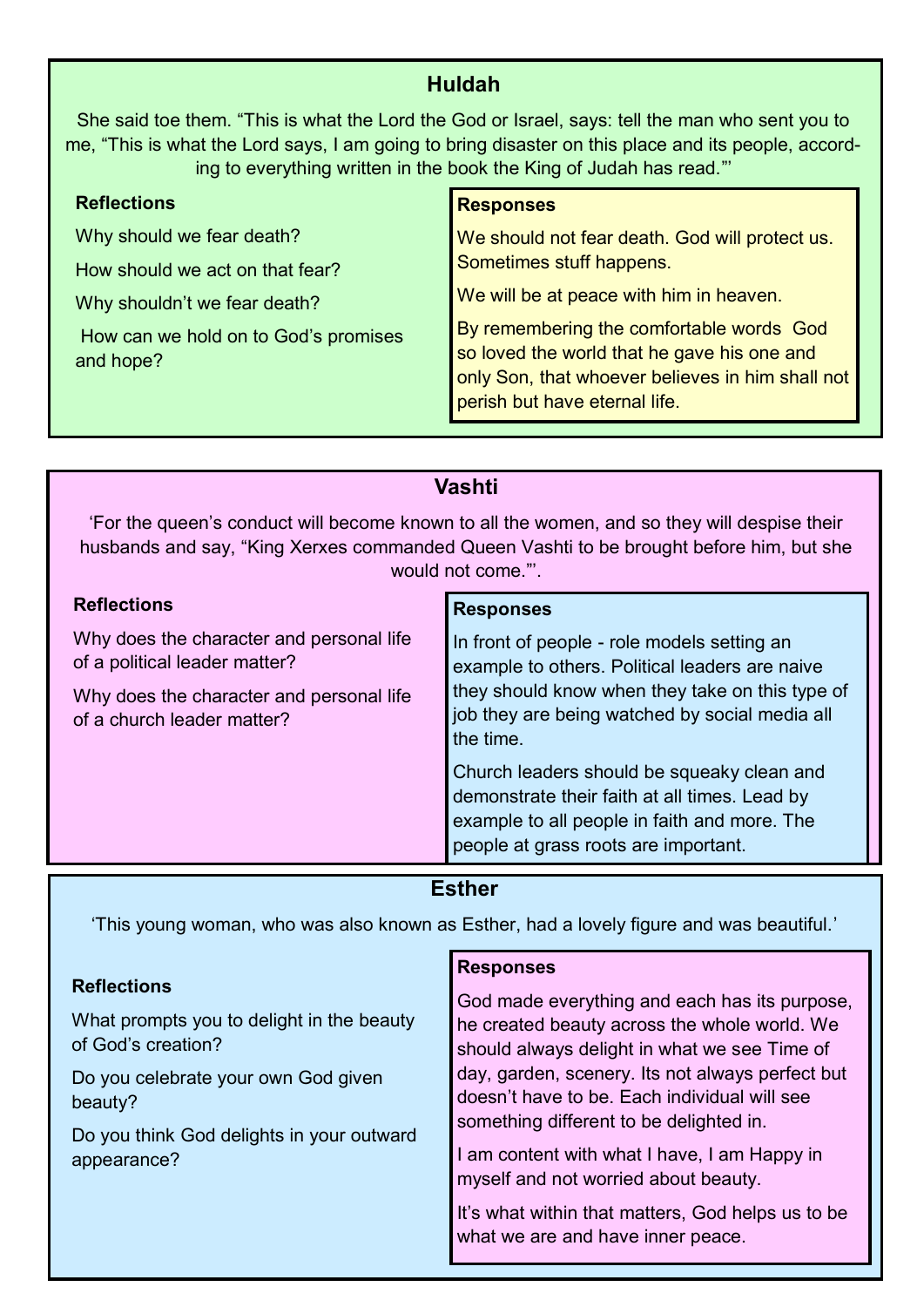## Huldah

She said toe them. "This is what the Lord the God or Israel, says: tell the man who sent you to me, "This is what the Lord says, I am going to bring disaster on this place and its people, according to everything written in the book the King of Judah has read."'

### Reflections

Why should we fear death?

How should we act on that fear?

Why shouldn't we fear death?

How can we hold on to God's promises and hope?

### Responses

We should not fear death. God will protect us. Sometimes stuff happens.

We will be at peace with him in heaven.

By remembering the comfortable words God so loved the world that he gave his one and only Son, that whoever believes in him shall not perish but have eternal life.

## Vashti

'For the queen's conduct will become known to all the women, and so they will despise their husbands and say, "King Xerxes commanded Queen Vashti to be brought before him, but she would not come."'.

### Reflections

Why does the character and personal life of a political leader matter?

Why does the character and personal life of a church leader matter?

### Responses

In front of people - role models setting an example to others. Political leaders are naive they should know when they take on this type of job they are being watched by social media all the time.

Church leaders should be squeaky clean and demonstrate their faith at all times. Lead by example to all people in faith and more. The people at grass roots are important.

## Esther

'This young woman, who was also known as Esther, had a lovely figure and was beautiful.'

### Reflections

What prompts you to delight in the beauty of God's creation?

Do you celebrate your own God given beauty?

Do you think God delights in your outward appearance?

### Responses

God made everything and each has its purpose, he created beauty across the whole world. We should always delight in what we see Time of day, garden, scenery. Its not always perfect but doesn't have to be. Each individual will see something different to be delighted in.

I am content with what I have, I am Happy in myself and not worried about beauty.

It's what within that matters, God helps us to be what we are and have inner peace.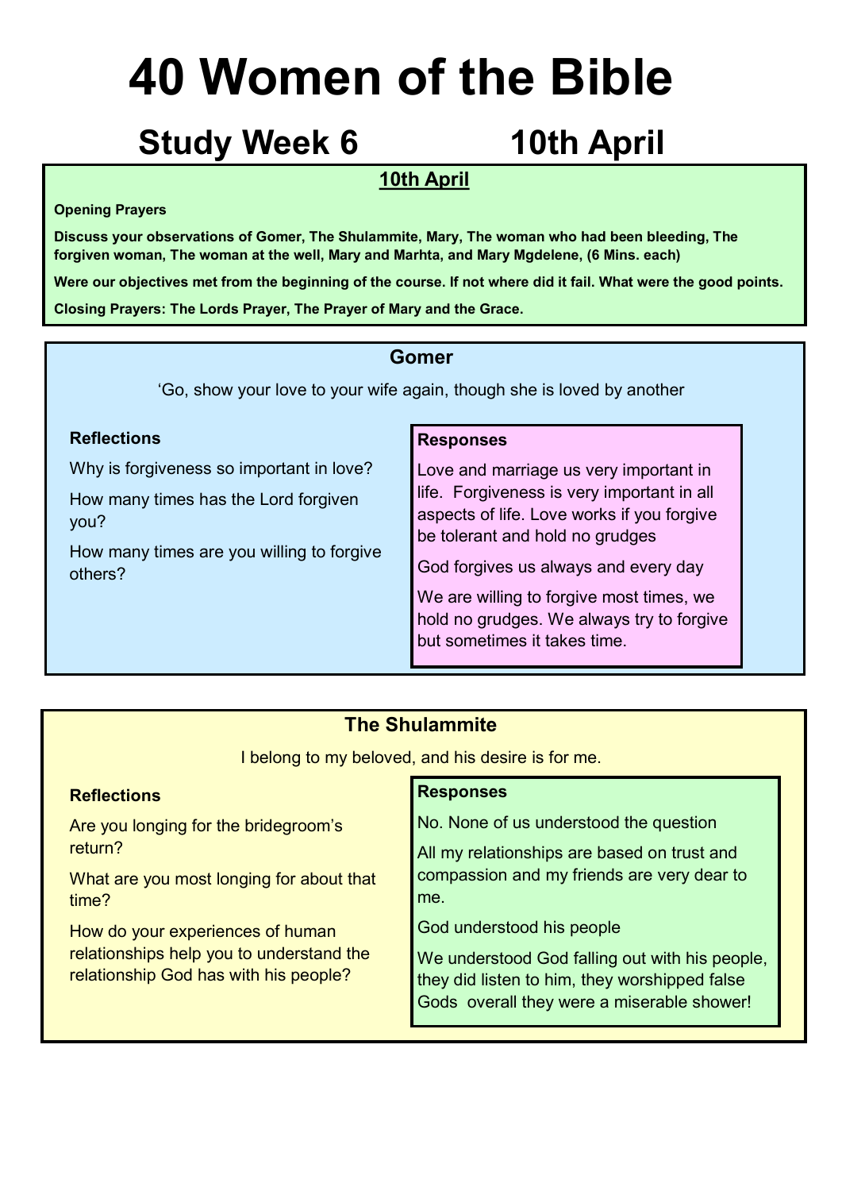# 40 Women of the Bible

## Study Week 6 10th April

**10th April**

**Opening Prayers**

**Discuss your observations of Gomer, The Shulammite, Mary, The woman who had been bleeding, The forgiven woman, The woman at the well, Mary and Marhta, and Mary Mgdelene, (6 Mins. each)**

**Were our objectives met from the beginning of the course. If not where did it fail. What were the good points.**

**Closing Prayers: The Lords Prayer, The Prayer of Mary and the Grace.**

### Gomer

'Go, show your love to your wife again, though she is loved by another

**Reflections**

Why is forgiveness so important in love?

How many times has the Lord forgiven you?

How many times are you willing to forgive others?

**Responses**

Love and marriage us very important in life. Forgiveness is very important in all aspects of life. Love works if you forgive be tolerant and hold no grudges

God forgives us always and every day

We are willing to forgive most times, we hold no grudges. We always try to forgive but sometimes it takes time.

### The Shulammite

I belong to my beloved, and his desire is for me.

**Reflections**

Are you longing for the bridegroom's return?

What are you most longing for about that time?

How do your experiences of human relationships help you to understand the relationship God has with his people?

**Responses**

No. None of us understood the question

All my relationships are based on trust and compassion and my friends are very dear to me.

God understood his people

We understood God falling out with his people, they did listen to him, they worshipped false Gods overall they were a miserable shower!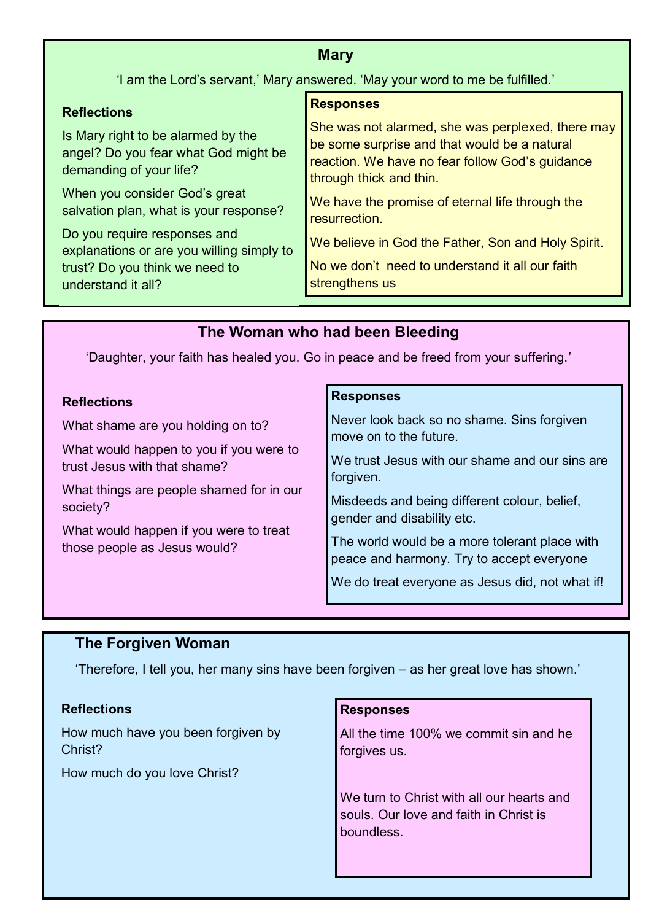## Mary

‘I am the Lord’s servant,’ Mary answered. ‘May your word to me be fulfilled.’

**Reflections**

Is Mary right to be alarmed by the angel? Do you fear what God might be demanding of your life?

When you consider God’s great salvation plan, what is your response?

Do you require responses and explanations or are you willing simply to trust? Do you think we need to understand it all?

**Responses**

She was not alarmed, she was perplexed, there may be some surprise and that would be a natural reaction. We have no fear follow God’s guidance through thick and thin.

We have the promise of eternal life through the resurrection.

We believe in God the Father, Son and Holy Spirit.

No we don’t need to understand it all our faith strengthens us

## The Woman who had been Bleeding

‘Daughter, your faith has healed you. Go in peace and be freed from your suffering.’

**Reflections**

What shame are you holding on to?

What would happen to you if you were to trust Jesus with that shame?

What things are people shamed for in our society?

What would happen if you were to treat those people as Jesus would?

**Responses**

Never look back so no shame. Sins forgiven move on to the future.

We trust Jesus with our shame and our sins are forgiven.

Misdeeds and being different colour, belief, gender and disability etc.

The world would be a more tolerant place with peace and harmony. Try to accept everyone

We do treat everyone as Jesus did, not what if!

## The Forgiven Woman

‘Therefore, I tell you, her many sins have been forgiven – as her great love has shown.’

**Reflections**

How much have you been forgiven by Christ?

How much do you love Christ?

**Responses**

All the time 100% we commit sin and he forgives us.

We turn to Christ with all our hearts and souls. Our love and faith in Christ is boundless.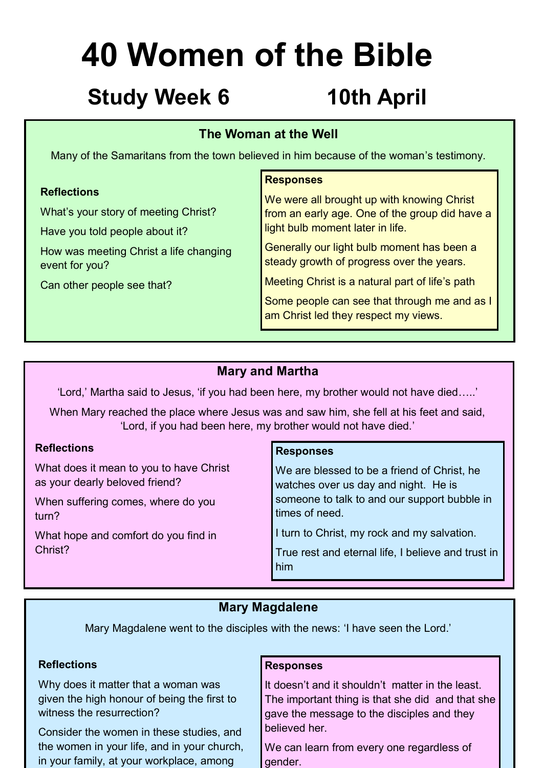# 40 Women of the Bible

## Study Week 6 10th April

### The Woman at the Well

Many of the Samaritans from the town believed in him because of the woman's testimony.

**Reflections**

What's your story of meeting Christ?

Have you told people about it?

How was meeting Christ a life changing event for you?

Can other people see that?

**Responses**

We were all brought up with knowing Christ from an early age. One of the group did have a light bulb moment later in life.

Generally our light bulb moment has been a steady growth of progress over the years.

Meeting Christ is a natural part of life's path

Some people can see that through me and as I am Christ led they respect my views.

### Mary and Martha

'Lord,' Martha said to Jesus, 'if you had been here, my brother would not have died…..'

When Mary reached the place where Jesus was and saw him, she fell at his feet and said, 'Lord, if you had been here, my brother would not have died.'

**Reflections**

What does it mean to you to have Christ as your dearly beloved friend?

When suffering comes, where do you turn?

What hope and comfort do you find in Christ?

**Responses**

We are blessed to be a friend of Christ, he watches over us day and night. He is someone to talk to and our support bubble in times of need.

I turn to Christ, my rock and my salvation.

True rest and eternal life, I believe and trust in him

### Mary Magdalene

Mary Magdalene went to the disciples with the news: 'I have seen the Lord.'

**Reflections**

Why does it matter that a woman was given the high honour of being the first to witness the resurrection?

Consider the women in these studies, and the women in your life, and in your church, in your family, at your workplace, among

**Responses**

It doesn't and it shouldn't matter in the least. The important thing is that she did and that she gave the message to the disciples and they believed her.

We can learn from every one regardless of gender.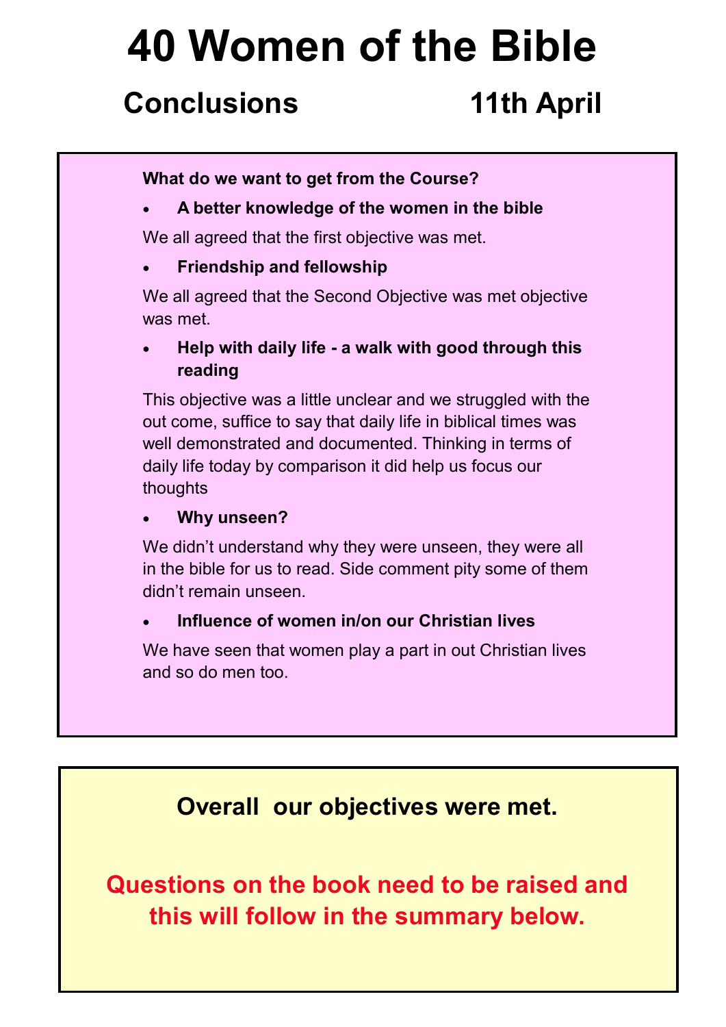# 40 Women of the Bible

## Conclusions 11th April

**What do we want to get from the Course?**

- **A better knowledge of the women in the bible**

We all agreed that the first objective was met.

- **Friendship and fellowship**

We all agreed that the Second Objective was met objective was met.

- **Help with daily life - a walk with good through this reading**

This objective was a little unclear and we struggled with the out come, suffice to say that daily life in biblical times was well demonstrated and documented. Thinking in terms of daily life today by comparison it did help us focus our thoughts

- **Why unseen?**

We didn't understand why they were unseen, they were all in the bible for us to read. Side comment pity some of them didn't remain unseen.

- **Influence of women in/on our Christian lives**

We have seen that women play a part in out Christian lives and so do men too.

**Overall our objectives were met.**

**Questions on the book need to be raised and this will follow in the summary below.**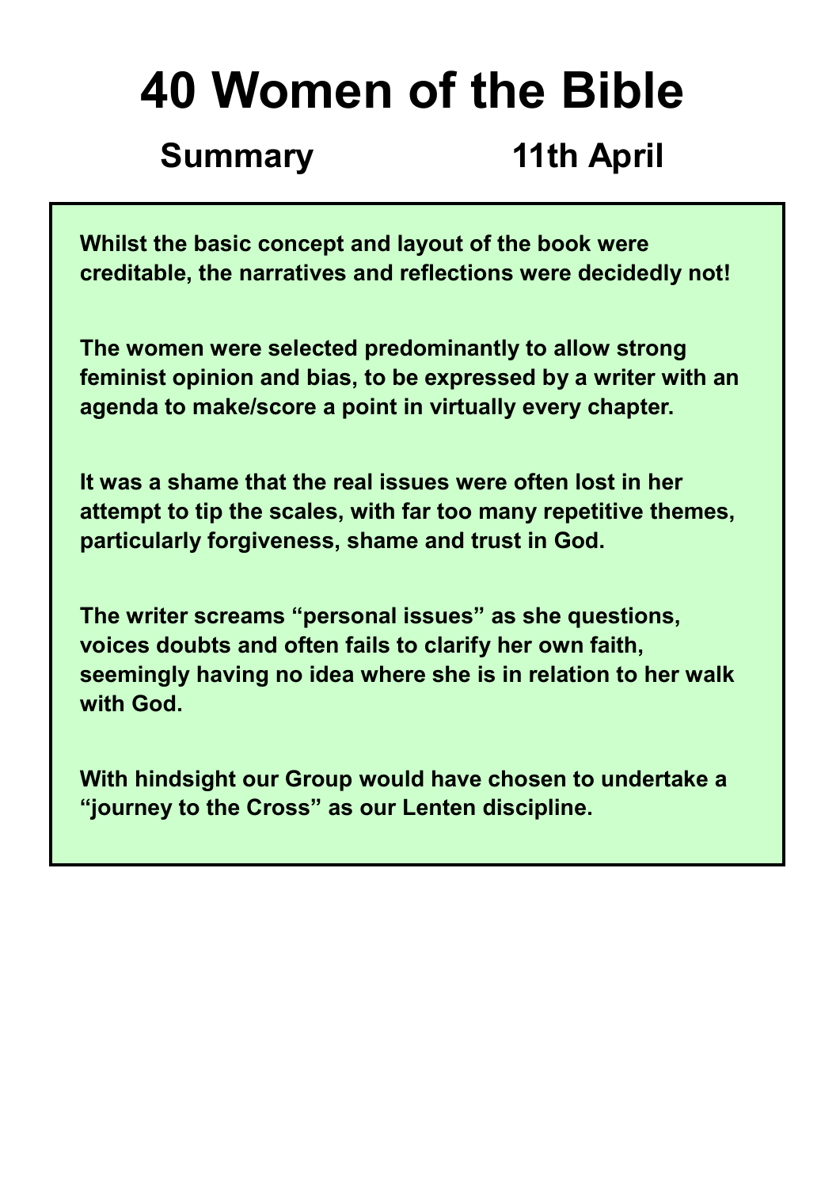# 40 Women of the Bible

## Summary 11th April

**Whilst the basic concept and layout of the book were creditable, the narratives and reflections were decidedly not!**

**The women were selected predominantly to allow strong feminist opinion and bias, to be expressed by a writer with an agenda to make/score a point in virtually every chapter.**

**It was a shame that the real issues were often lost in her attempt to tip the scales, with far too many repetitive themes, particularly forgiveness, shame and trust in God.**

**The writer screams "personal issues" as she questions, voices doubts and often fails to clarify her own faith, seemingly having no idea where she is in relation to her walk with God.**

**With hindsight our Group would have chosen to undertake a "journey to the Cross" as our Lenten discipline.**